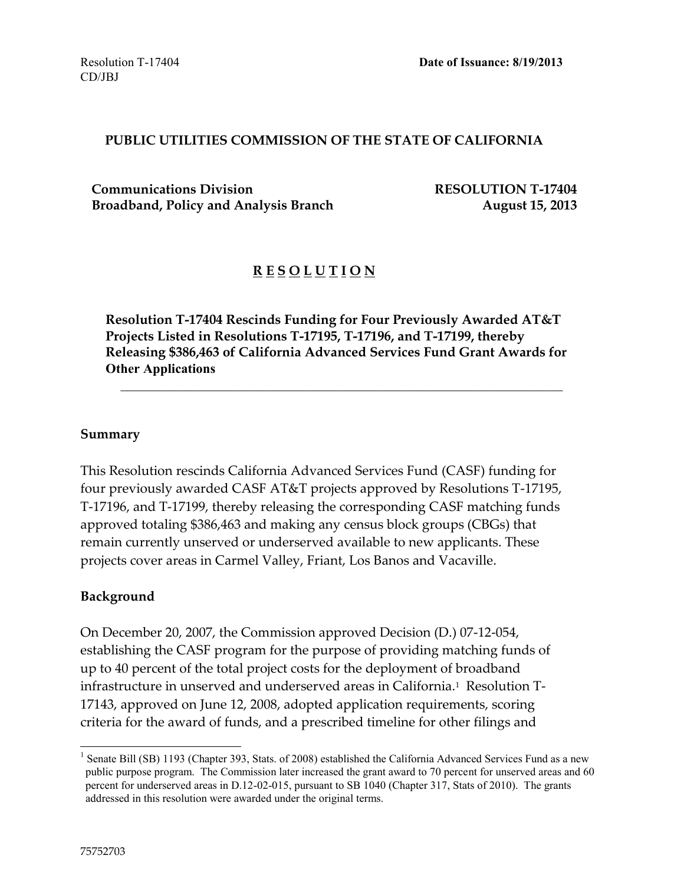Resolution T-17404 **Date of Issuance: 8/19/2013**
CD/JBJ

**PUBLIC UTILITIES COMMISSION OF THE STATE OF CALIFORNIA**

**Communications Division** **RESOLUTION T-17404**
**Broadband, Policy and Analysis Branch** **August 15, 2013**

# R E S O L U T I O N

**Resolution T-17404 Rescinds Funding for Four Previously Awarded AT&T Projects Listed in Resolutions T-17195, T-17196, and T-17199, thereby Releasing $386,463 of California Advanced Services Fund Grant Awards for Other Applications**

---

## Summary

This Resolution rescinds California Advanced Services Fund (CASF) funding for four previously awarded CASF AT&T projects approved by Resolutions T-17195, T-17196, and T-17199, thereby releasing the corresponding CASF matching funds approved totaling $386,463 and making any census block groups (CBGs) that remain currently unserved or underserved available to new applicants. These projects cover areas in Carmel Valley, Friant, Los Banos and Vacaville.

## Background

On December 20, 2007, the Commission approved Decision (D.) 07-12-054, establishing the CASF program for the purpose of providing matching funds of up to 40 percent of the total project costs for the deployment of broadband infrastructure in unserved and underserved areas in California.[1] Resolution T-17143, approved on June 12, 2008, adopted application requirements, scoring criteria for the award of funds, and a prescribed timeline for other filings and

---

[1] Senate Bill (SB) 1193 (Chapter 393, Stats. of 2008) established the California Advanced Services Fund as a new public purpose program. The Commission later increased the grant award to 70 percent for unserved areas and 60 percent for underserved areas in D.12-02-015, pursuant to SB 1040 (Chapter 317, Stats of 2010). The grants addressed in this resolution were awarded under the original terms.

75752703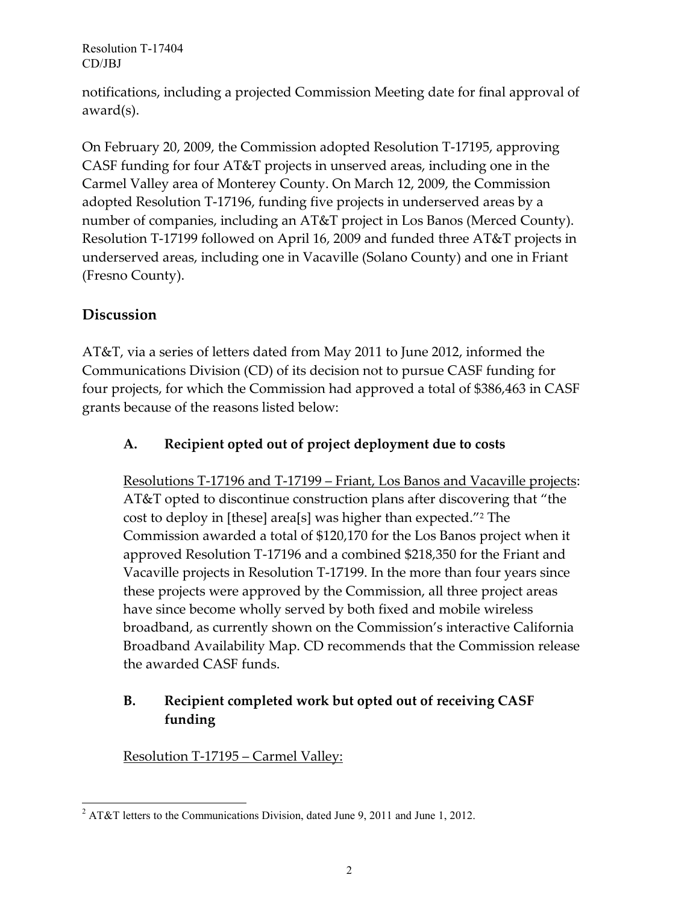notifications, including a projected Commission Meeting date for final approval of award(s).

On February 20, 2009, the Commission adopted Resolution T-17195, approving CASF funding for four AT&T projects in unserved areas, including one in the Carmel Valley area of Monterey County. On March 12, 2009, the Commission adopted Resolution T-17196, funding five projects in underserved areas by a number of companies, including an AT&T project in Los Banos (Merced County). Resolution T-17199 followed on April 16, 2009 and funded three AT&T projects in underserved areas, including one in Vacaville (Solano County) and one in Friant (Fresno County).

## Discussion

AT&T, via a series of letters dated from May 2011 to June 2012, informed the Communications Division (CD) of its decision not to pursue CASF funding for four projects, for which the Commission had approved a total of $386,463 in CASF grants because of the reasons listed below:

### A. Recipient opted out of project deployment due to costs

Resolutions T-17196 and T-17199 – Friant, Los Banos and Vacaville projects: AT&T opted to discontinue construction plans after discovering that "the cost to deploy in [these] area[s] was higher than expected."[2] The Commission awarded a total of $120,170 for the Los Banos project when it approved Resolution T-17196 and a combined $218,350 for the Friant and Vacaville projects in Resolution T-17199. In the more than four years since these projects were approved by the Commission, all three project areas have since become wholly served by both fixed and mobile wireless broadband, as currently shown on the Commission's interactive California Broadband Availability Map. CD recommends that the Commission release the awarded CASF funds.

### B. Recipient completed work but opted out of receiving CASF funding

Resolution T-17195 – Carmel Valley:

---

[2] AT&T letters to the Communications Division, dated June 9, 2011 and June 1, 2012.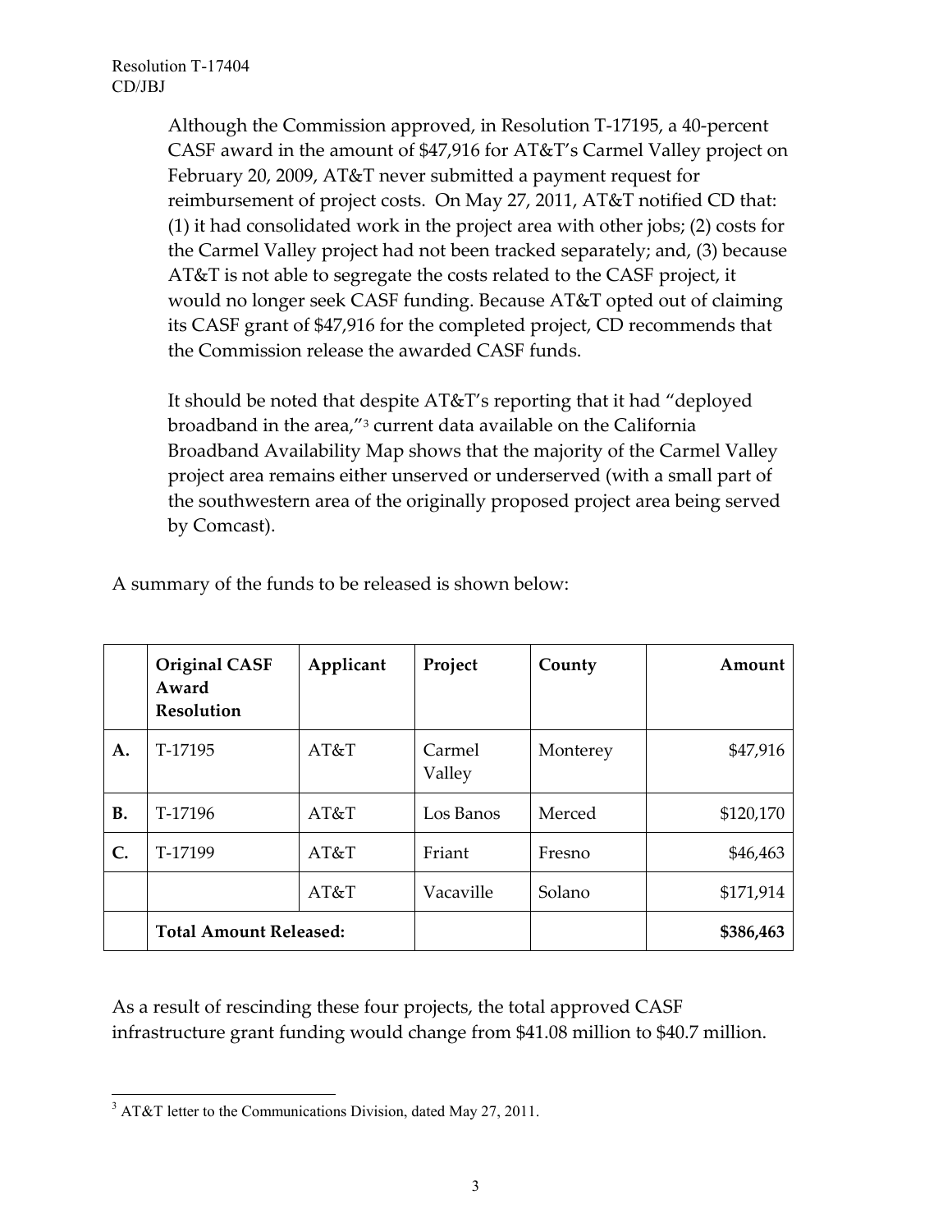Although the Commission approved, in Resolution T-17195, a 40-percent CASF award in the amount of $47,916 for AT&T's Carmel Valley project on February 20, 2009, AT&T never submitted a payment request for reimbursement of project costs. On May 27, 2011, AT&T notified CD that: (1) it had consolidated work in the project area with other jobs; (2) costs for the Carmel Valley project had not been tracked separately; and, (3) because AT&T is not able to segregate the costs related to the CASF project, it would no longer seek CASF funding. Because AT&T opted out of claiming its CASF grant of $47,916 for the completed project, CD recommends that the Commission release the awarded CASF funds.

It should be noted that despite AT&T's reporting that it had "deployed broadband in the area,"[3] current data available on the California Broadband Availability Map shows that the majority of the Carmel Valley project area remains either unserved or underserved (with a small part of the southwestern area of the originally proposed project area being served by Comcast).

A summary of the funds to be released is shown below:

| | **Original CASF Award Resolution** | **Applicant** | **Project** | **County** | **Amount** |
|---|---|---|---|---|---|
| **A.** | T-17195 | AT&T | Carmel Valley | Monterey | $47,916 |
| **B.** | T-17196 | AT&T | Los Banos | Merced | $120,170 |
| **C.** | T-17199 | AT&T | Friant | Fresno | $46,463 |
| | | AT&T | Vacaville | Solano | $171,914 |
| | **Total Amount Released:** | | | | **$386,463** |

As a result of rescinding these four projects, the total approved CASF infrastructure grant funding would change from $41.08 million to $40.7 million.

---

[3] AT&T letter to the Communications Division, dated May 27, 2011.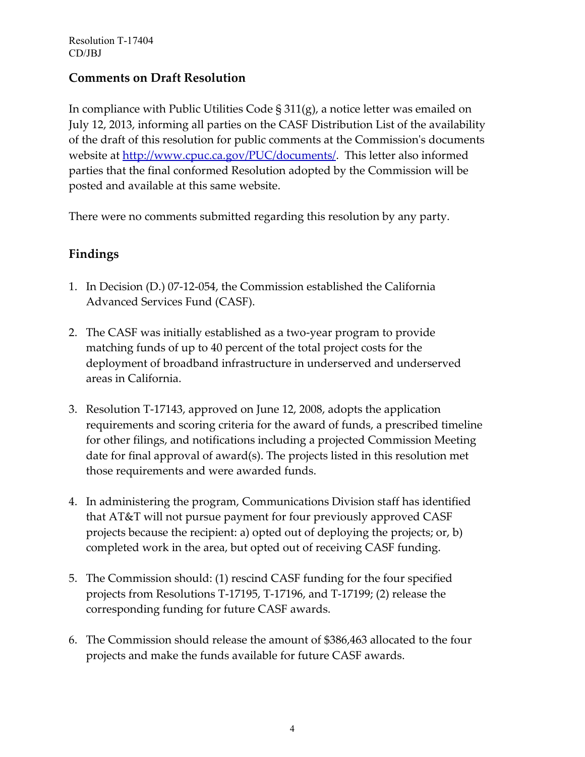## Comments on Draft Resolution

In compliance with Public Utilities Code § 311(g), a notice letter was emailed on July 12, 2013, informing all parties on the CASF Distribution List of the availability of the draft of this resolution for public comments at the Commission's documents website at http://www.cpuc.ca.gov/PUC/documents/. This letter also informed parties that the final conformed Resolution adopted by the Commission will be posted and available at this same website.

There were no comments submitted regarding this resolution by any party.

## Findings

1. In Decision (D.) 07-12-054, the Commission established the California Advanced Services Fund (CASF).

2. The CASF was initially established as a two-year program to provide matching funds of up to 40 percent of the total project costs for the deployment of broadband infrastructure in underserved and underserved areas in California.

3. Resolution T-17143, approved on June 12, 2008, adopts the application requirements and scoring criteria for the award of funds, a prescribed timeline for other filings, and notifications including a projected Commission Meeting date for final approval of award(s). The projects listed in this resolution met those requirements and were awarded funds.

4. In administering the program, Communications Division staff has identified that AT&T will not pursue payment for four previously approved CASF projects because the recipient: a) opted out of deploying the projects; or, b) completed work in the area, but opted out of receiving CASF funding.

5. The Commission should: (1) rescind CASF funding for the four specified projects from Resolutions T-17195, T-17196, and T-17199; (2) release the corresponding funding for future CASF awards.

6. The Commission should release the amount of $386,463 allocated to the four projects and make the funds available for future CASF awards.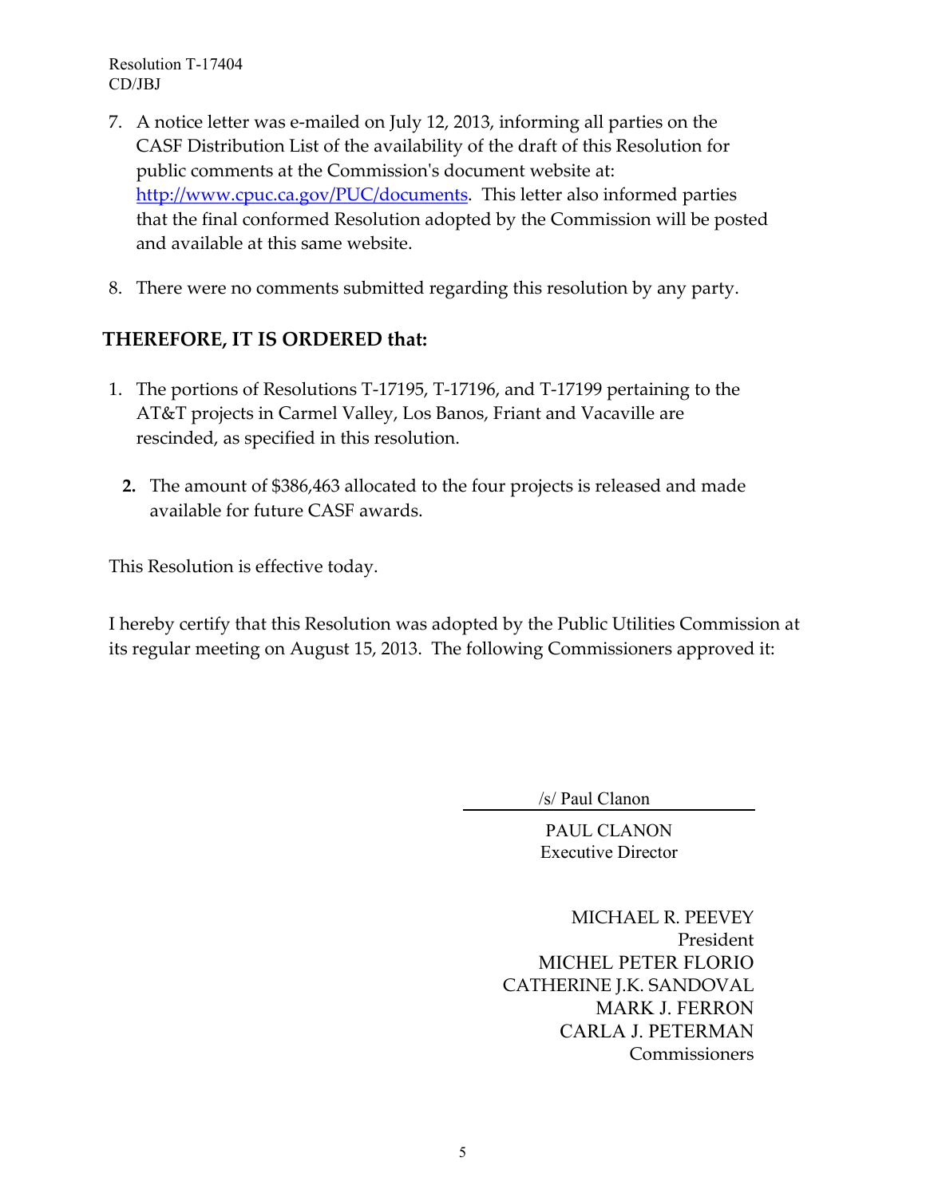7. A notice letter was e-mailed on July 12, 2013, informing all parties on the CASF Distribution List of the availability of the draft of this Resolution for public comments at the Commission's document website at: http://www.cpuc.ca.gov/PUC/documents. This letter also informed parties that the final conformed Resolution adopted by the Commission will be posted and available at this same website.

8. There were no comments submitted regarding this resolution by any party.

## THEREFORE, IT IS ORDERED that:

1. The portions of Resolutions T-17195, T-17196, and T-17199 pertaining to the AT&T projects in Carmel Valley, Los Banos, Friant and Vacaville are rescinded, as specified in this resolution.

2. The amount of $386,463 allocated to the four projects is released and made available for future CASF awards.

This Resolution is effective today.

I hereby certify that this Resolution was adopted by the Public Utilities Commission at its regular meeting on August 15, 2013. The following Commissioners approved it:

/s/ Paul Clanon

PAUL CLANON
Executive Director

MICHAEL R. PEEVEY
President
MICHEL PETER FLORIO
CATHERINE J.K. SANDOVAL
MARK J. FERRON
CARLA J. PETERMAN
Commissioners